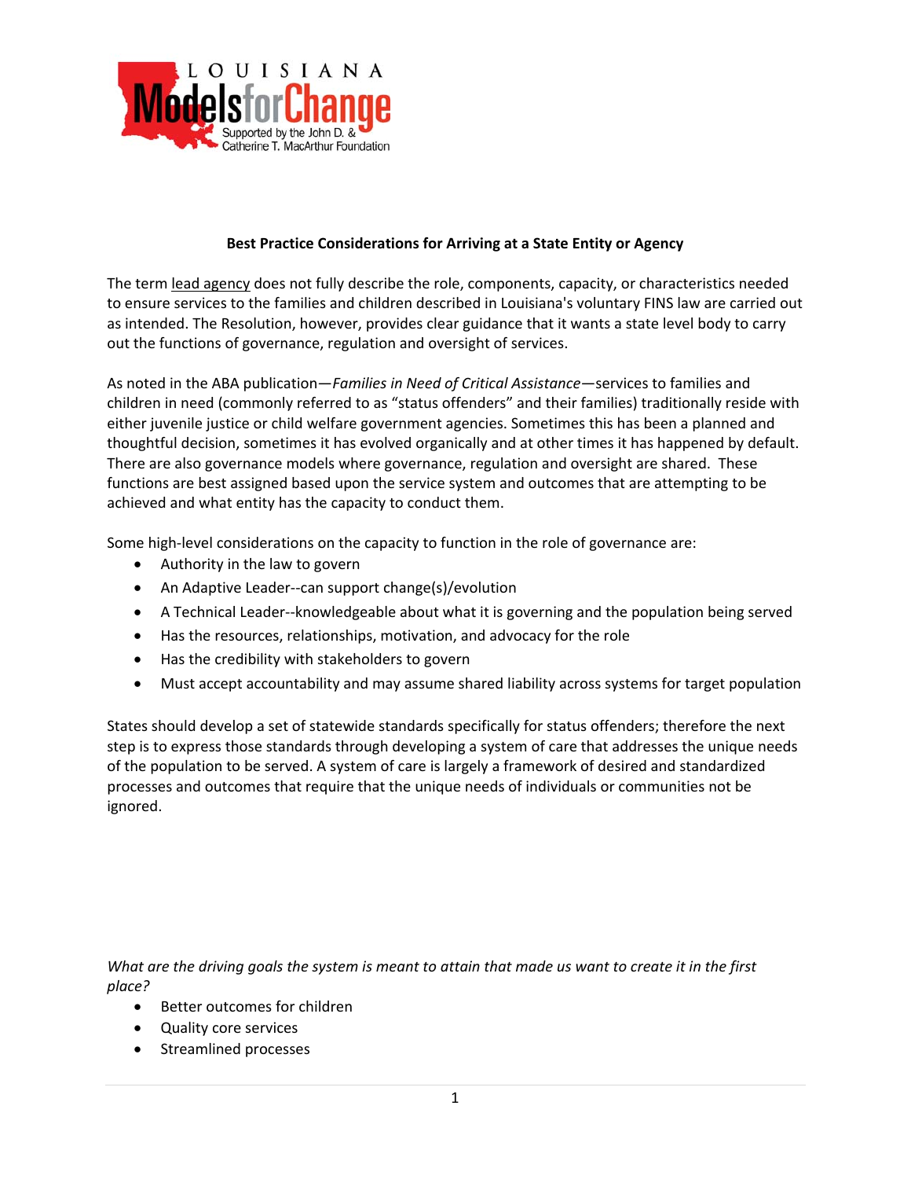LOUISIANA Models for Change

Supported by the John D. & Catherine T. MacArthur Foundation

**Best Practice Considerations for Arriving at a State Entity or Agency**

The term lead agency does not fully describe the role, components, capacity, or characteristics needed to ensure services to the families and children described in Louisiana's voluntary FINS law are carried out as intended. The Resolution, however, provides clear guidance that it wants a state level body to carry out the functions of governance, regulation and oversight of services.

As noted in the ABA publication—*Families in Need of Critical Assistance*—services to families and children in need (commonly referred to as "status offenders" and their families) traditionally reside with either juvenile justice or child welfare government agencies. Sometimes this has been a planned and thoughtful decision, sometimes it has evolved organically and at other times it has happened by default. There are also governance models where governance, regulation and oversight are shared. These functions are best assigned based upon the service system and outcomes that are attempting to be achieved and what entity has the capacity to conduct them.

Some high-level considerations on the capacity to function in the role of governance are:

- Authority in the law to govern
- An Adaptive Leader--can support change(s)/evolution
- A Technical Leader--knowledgeable about what it is governing and the population being served
- Has the resources, relationships, motivation, and advocacy for the role
- Has the credibility with stakeholders to govern
- Must accept accountability and may assume shared liability across systems for target population

States should develop a set of statewide standards specifically for status offenders; therefore the next step is to express those standards through developing a system of care that addresses the unique needs of the population to be served. A system of care is largely a framework of desired and standardized processes and outcomes that require that the unique needs of individuals or communities not be ignored.

*What are the driving goals the system is meant to attain that made us want to create it in the first place?*

- Better outcomes for children
- Quality core services
- Streamlined processes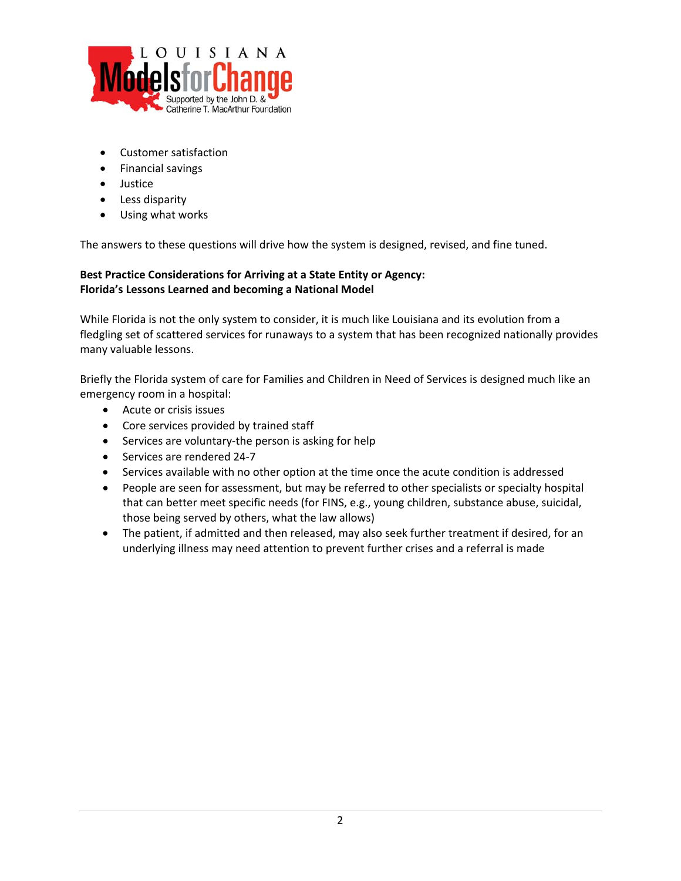- Customer satisfaction
- Financial savings
- Justice
- Less disparity
- Using what works

The answers to these questions will drive how the system is designed, revised, and fine tuned.

**Best Practice Considerations for Arriving at a State Entity or Agency:**
**Florida's Lessons Learned and becoming a National Model**

While Florida is not the only system to consider, it is much like Louisiana and its evolution from a fledgling set of scattered services for runaways to a system that has been recognized nationally provides many valuable lessons.

Briefly the Florida system of care for Families and Children in Need of Services is designed much like an emergency room in a hospital:

- Acute or crisis issues
- Core services provided by trained staff
- Services are voluntary-the person is asking for help
- Services are rendered 24-7
- Services available with no other option at the time once the acute condition is addressed
- People are seen for assessment, but may be referred to other specialists or specialty hospital that can better meet specific needs (for FINS, e.g., young children, substance abuse, suicidal, those being served by others, what the law allows)
- The patient, if admitted and then released, may also seek further treatment if desired, for an underlying illness may need attention to prevent further crises and a referral is made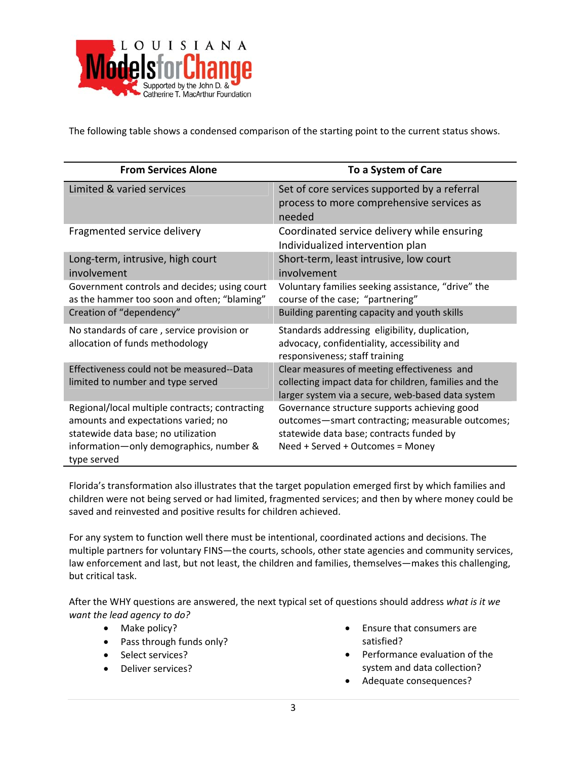The following table shows a condensed comparison of the starting point to the current status shows.

| From Services Alone | To a System of Care |
| --- | --- |
| Limited & varied services | Set of core services supported by a referral process to more comprehensive services as needed |
| Fragmented service delivery | Coordinated service delivery while ensuring Individualized intervention plan |
| Long-term, intrusive, high court involvement | Short-term, least intrusive, low court involvement |
| Government controls and decides; using court as the hammer too soon and often; "blaming" | Voluntary families seeking assistance, "drive" the course of the case; "partnering" |
| Creation of "dependency" | Building parenting capacity and youth skills |
| No standards of care , service provision or allocation of funds methodology | Standards addressing eligibility, duplication, advocacy, confidentiality, accessibility and responsiveness; staff training |
| Effectiveness could not be measured--Data limited to number and type served | Clear measures of meeting effectiveness and collecting impact data for children, families and the larger system via a secure, web-based data system |
| Regional/local multiple contracts; contracting amounts and expectations varied; no statewide data base; no utilization information—only demographics, number & type served | Governance structure supports achieving good outcomes—smart contracting; measurable outcomes; statewide data base; contracts funded by Need + Served + Outcomes = Money |

Florida's transformation also illustrates that the target population emerged first by which families and children were not being served or had limited, fragmented services; and then by where money could be saved and reinvested and positive results for children achieved.

For any system to function well there must be intentional, coordinated actions and decisions. The multiple partners for voluntary FINS—the courts, schools, other state agencies and community services, law enforcement and last, but not least, the children and families, themselves—makes this challenging, but critical task.

After the WHY questions are answered, the next typical set of questions should address *what is it we want the lead agency to do?*

- Make policy?
- Pass through funds only?
- Select services?
- Deliver services?
- Ensure that consumers are satisfied?
- Performance evaluation of the system and data collection?
- Adequate consequences?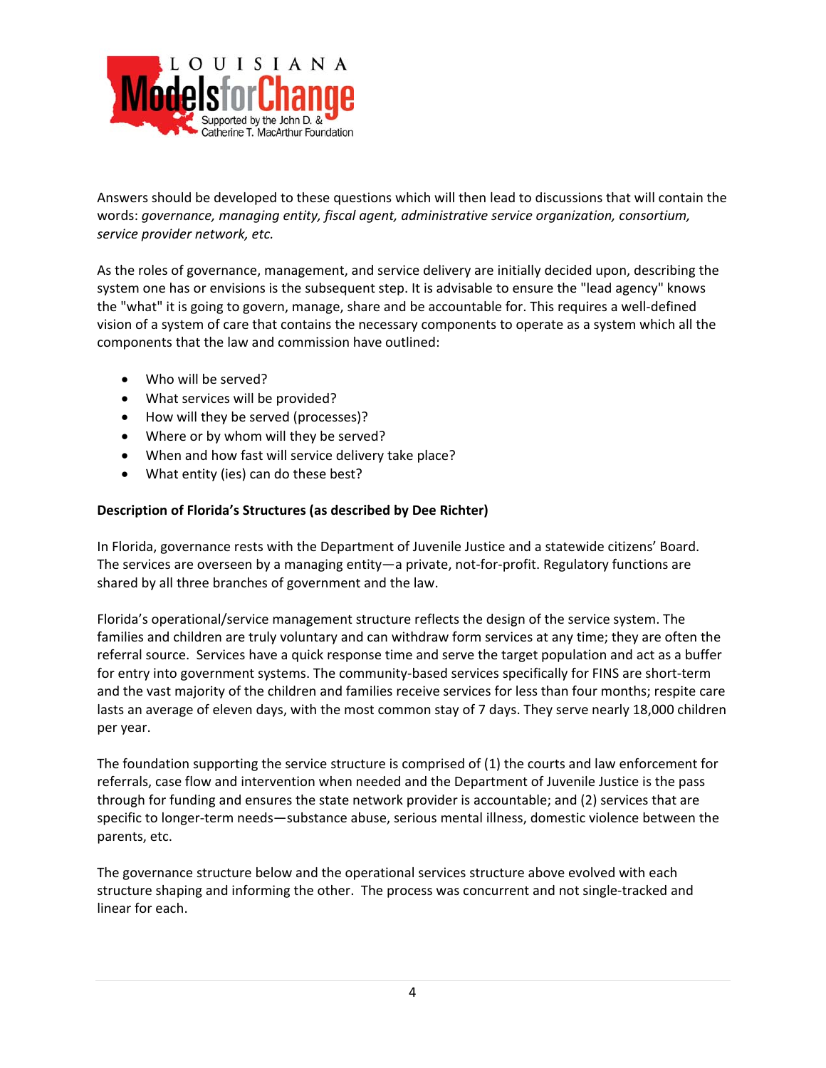Answers should be developed to these questions which will then lead to discussions that will contain the words: *governance, managing entity, fiscal agent, administrative service organization, consortium, service provider network, etc.*

As the roles of governance, management, and service delivery are initially decided upon, describing the system one has or envisions is the subsequent step. It is advisable to ensure the "lead agency" knows the "what" it is going to govern, manage, share and be accountable for. This requires a well-defined vision of a system of care that contains the necessary components to operate as a system which all the components that the law and commission have outlined:

- Who will be served?
- What services will be provided?
- How will they be served (processes)?
- Where or by whom will they be served?
- When and how fast will service delivery take place?
- What entity (ies) can do these best?

**Description of Florida's Structures (as described by Dee Richter)**

In Florida, governance rests with the Department of Juvenile Justice and a statewide citizens' Board. The services are overseen by a managing entity—a private, not-for-profit. Regulatory functions are shared by all three branches of government and the law.

Florida's operational/service management structure reflects the design of the service system. The families and children are truly voluntary and can withdraw form services at any time; they are often the referral source. Services have a quick response time and serve the target population and act as a buffer for entry into government systems. The community-based services specifically for FINS are short-term and the vast majority of the children and families receive services for less than four months; respite care lasts an average of eleven days, with the most common stay of 7 days. They serve nearly 18,000 children per year.

The foundation supporting the service structure is comprised of (1) the courts and law enforcement for referrals, case flow and intervention when needed and the Department of Juvenile Justice is the pass through for funding and ensures the state network provider is accountable; and (2) services that are specific to longer-term needs—substance abuse, serious mental illness, domestic violence between the parents, etc.

The governance structure below and the operational services structure above evolved with each structure shaping and informing the other. The process was concurrent and not single-tracked and linear for each.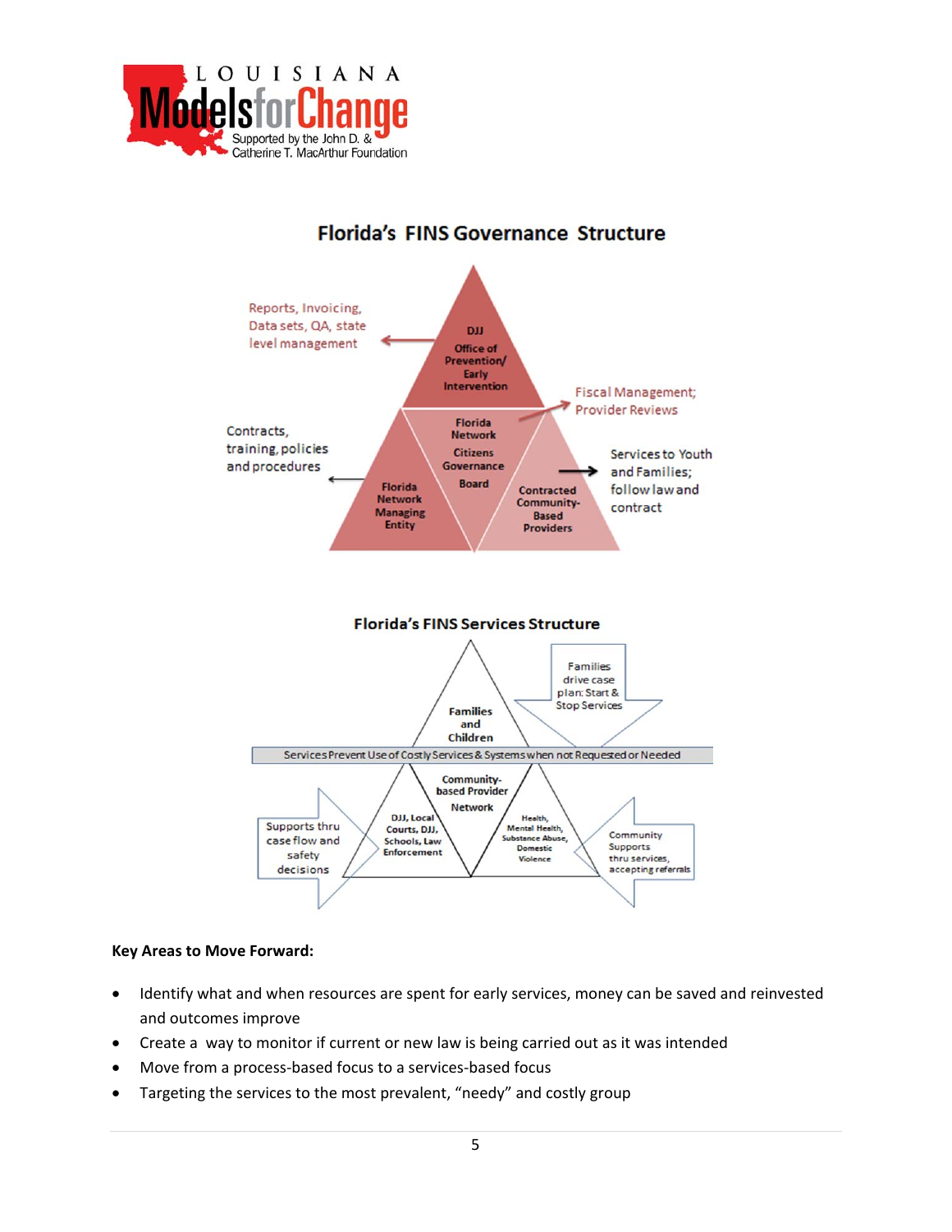## Florida's FINS Governance Structure

- DJJ Office of Prevention/ Early Intervention → Reports, Invoicing, Data sets, QA, state level management
- Florida Network Citizens Governance Board → Fiscal Management; Provider Reviews
- Florida Network Managing Entity → Contracts, training, policies and procedures
- Contracted Community-Based Providers → Services to Youth and Families; follow law and contract

## Florida's FINS Services Structure

- Families and Children
- Families drive case plan: Start & Stop Services
- Services Prevent Use of Costly Services & Systems when not Requested or Needed
- Community-based Provider Network
- DJJ, Local Courts, DJJ, Schools, Law Enforcement
- Health, Mental Health, Substance Abuse, Domestic Violence
- Supports thru case flow and safety decisions
- Community Supports thru services, accepting referrals

**Key Areas to Move Forward:**

- Identify what and when resources are spent for early services, money can be saved and reinvested and outcomes improve
- Create a way to monitor if current or new law is being carried out as it was intended
- Move from a process-based focus to a services-based focus
- Targeting the services to the most prevalent, "needy" and costly group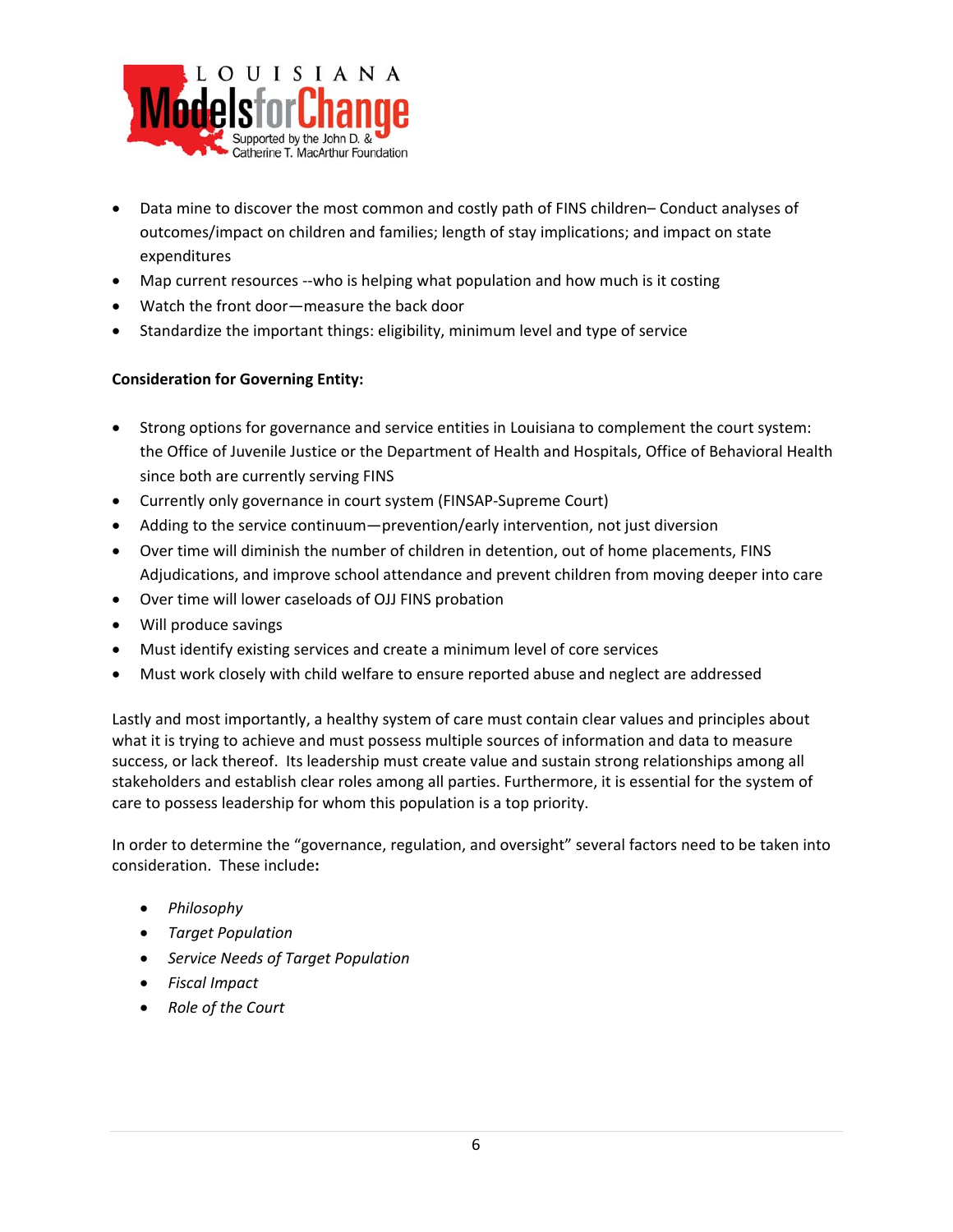- Data mine to discover the most common and costly path of FINS children– Conduct analyses of outcomes/impact on children and families; length of stay implications; and impact on state expenditures
- Map current resources --who is helping what population and how much is it costing
- Watch the front door—measure the back door
- Standardize the important things: eligibility, minimum level and type of service

**Consideration for Governing Entity:**

- Strong options for governance and service entities in Louisiana to complement the court system: the Office of Juvenile Justice or the Department of Health and Hospitals, Office of Behavioral Health since both are currently serving FINS
- Currently only governance in court system (FINSAP-Supreme Court)
- Adding to the service continuum—prevention/early intervention, not just diversion
- Over time will diminish the number of children in detention, out of home placements, FINS Adjudications, and improve school attendance and prevent children from moving deeper into care
- Over time will lower caseloads of OJJ FINS probation
- Will produce savings
- Must identify existing services and create a minimum level of core services
- Must work closely with child welfare to ensure reported abuse and neglect are addressed

Lastly and most importantly, a healthy system of care must contain clear values and principles about what it is trying to achieve and must possess multiple sources of information and data to measure success, or lack thereof. Its leadership must create value and sustain strong relationships among all stakeholders and establish clear roles among all parties. Furthermore, it is essential for the system of care to possess leadership for whom this population is a top priority.

In order to determine the "governance, regulation, and oversight" several factors need to be taken into consideration. These include**:**

- *Philosophy*
- *Target Population*
- *Service Needs of Target Population*
- *Fiscal Impact*
- *Role of the Court*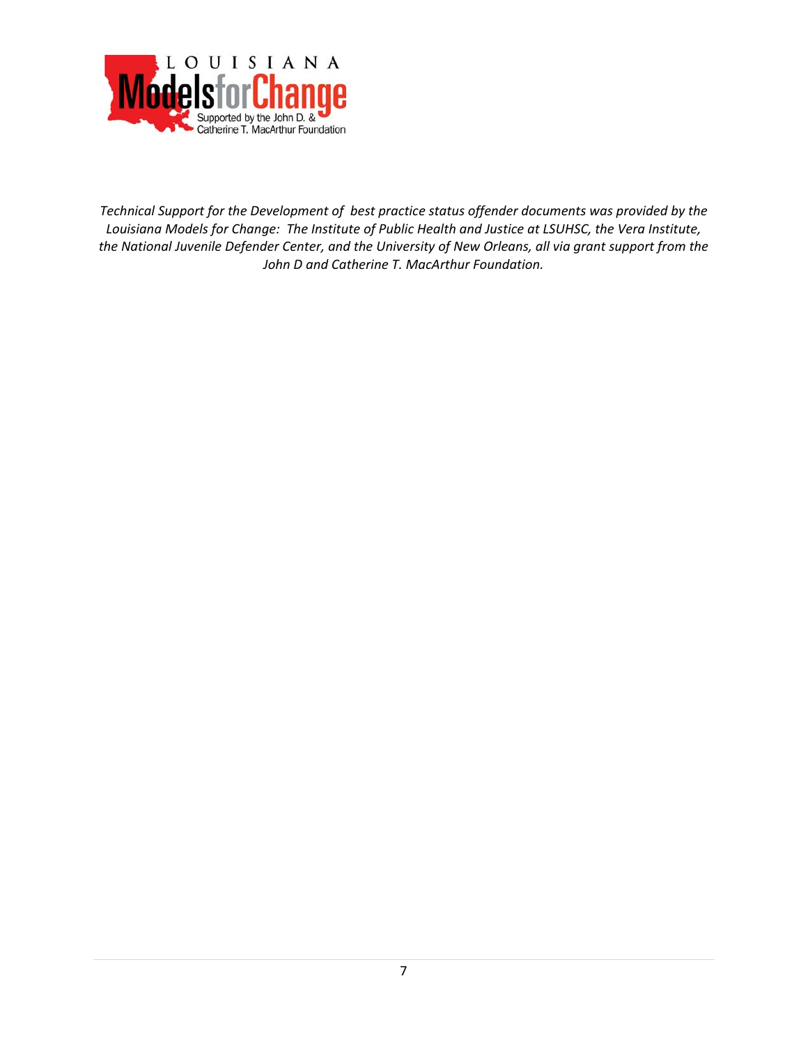LOUISIANA

Models for Change

Supported by the John D. & Catherine T. MacArthur Foundation

*Technical Support for the Development of best practice status offender documents was provided by the Louisiana Models for Change: The Institute of Public Health and Justice at LSUHSC, the Vera Institute, the National Juvenile Defender Center, and the University of New Orleans, all via grant support from the John D and Catherine T. MacArthur Foundation.*